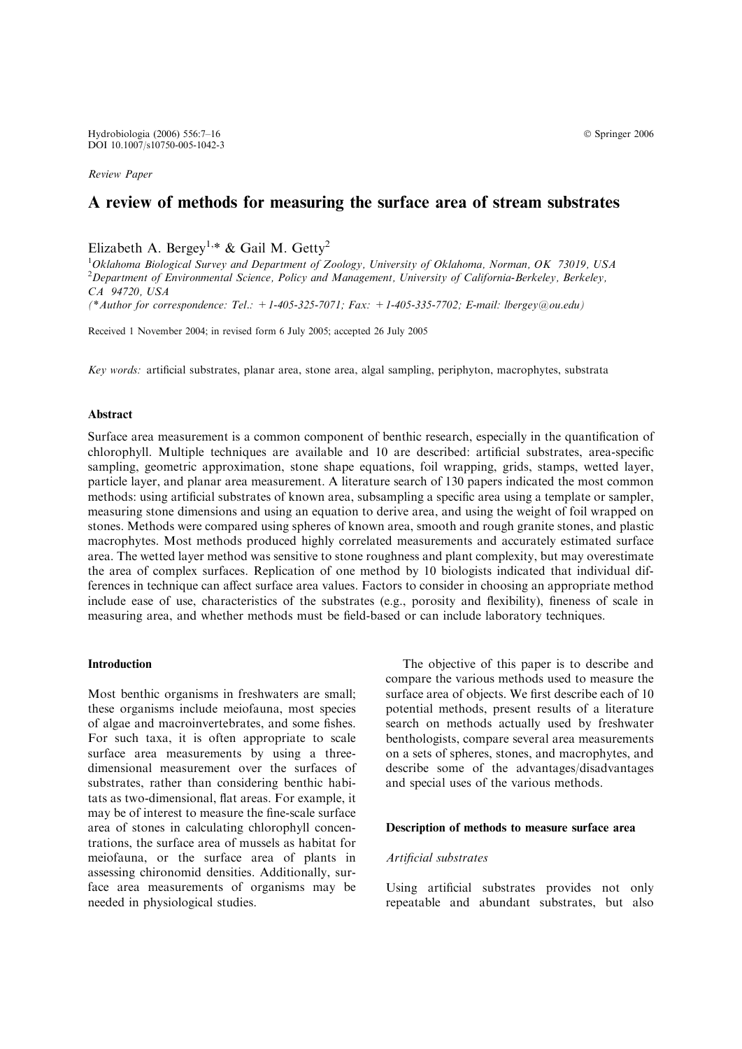Review Paper

# A review of methods for measuring the surface area of stream substrates

Elizabeth A. Bergey[1,*] & Gail M. Getty[2]

[1]Oklahoma Biological Survey and Department of Zoology, University of Oklahoma, Norman, OK 73019, USA
[2]Department of Environmental Science, Policy and Management, University of California-Berkeley, Berkeley, CA 94720, USA
(*Author for correspondence: Tel.: +1-405-325-7071; Fax: +1-405-335-7702; E-mail: lbergey@ou.edu)

Received 1 November 2004; in revised form 6 July 2005; accepted 26 July 2005

*Key words:* artificial substrates, planar area, stone area, algal sampling, periphyton, macrophytes, substrata

## Abstract

Surface area measurement is a common component of benthic research, especially in the quantification of chlorophyll. Multiple techniques are available and 10 are described: artificial substrates, area-specific sampling, geometric approximation, stone shape equations, foil wrapping, grids, stamps, wetted layer, particle layer, and planar area measurement. A literature search of 130 papers indicated the most common methods: using artificial substrates of known area, subsampling a specific area using a template or sampler, measuring stone dimensions and using an equation to derive area, and using the weight of foil wrapped on stones. Methods were compared using spheres of known area, smooth and rough granite stones, and plastic macrophytes. Most methods produced highly correlated measurements and accurately estimated surface area. The wetted layer method was sensitive to stone roughness and plant complexity, but may overestimate the area of complex surfaces. Replication of one method by 10 biologists indicated that individual differences in technique can affect surface area values. Factors to consider in choosing an appropriate method include ease of use, characteristics of the substrates (e.g., porosity and flexibility), fineness of scale in measuring area, and whether methods must be field-based or can include laboratory techniques.

## Introduction

Most benthic organisms in freshwaters are small; these organisms include meiofauna, most species of algae and macroinvertebrates, and some fishes. For such taxa, it is often appropriate to scale surface area measurements by using a three-dimensional measurement over the surfaces of substrates, rather than considering benthic habitats as two-dimensional, flat areas. For example, it may be of interest to measure the fine-scale surface area of stones in calculating chlorophyll concentrations, the surface area of mussels as habitat for meiofauna, or the surface area of plants in assessing chironomid densities. Additionally, surface area measurements of organisms may be needed in physiological studies.

The objective of this paper is to describe and compare the various methods used to measure the surface area of objects. We first describe each of 10 potential methods, present results of a literature search on methods actually used by freshwater benthologists, compare several area measurements on a sets of spheres, stones, and macrophytes, and describe some of the advantages/disadvantages and special uses of the various methods.

## Description of methods to measure surface area

### *Artificial substrates*

Using artificial substrates provides not only repeatable and abundant substrates, but also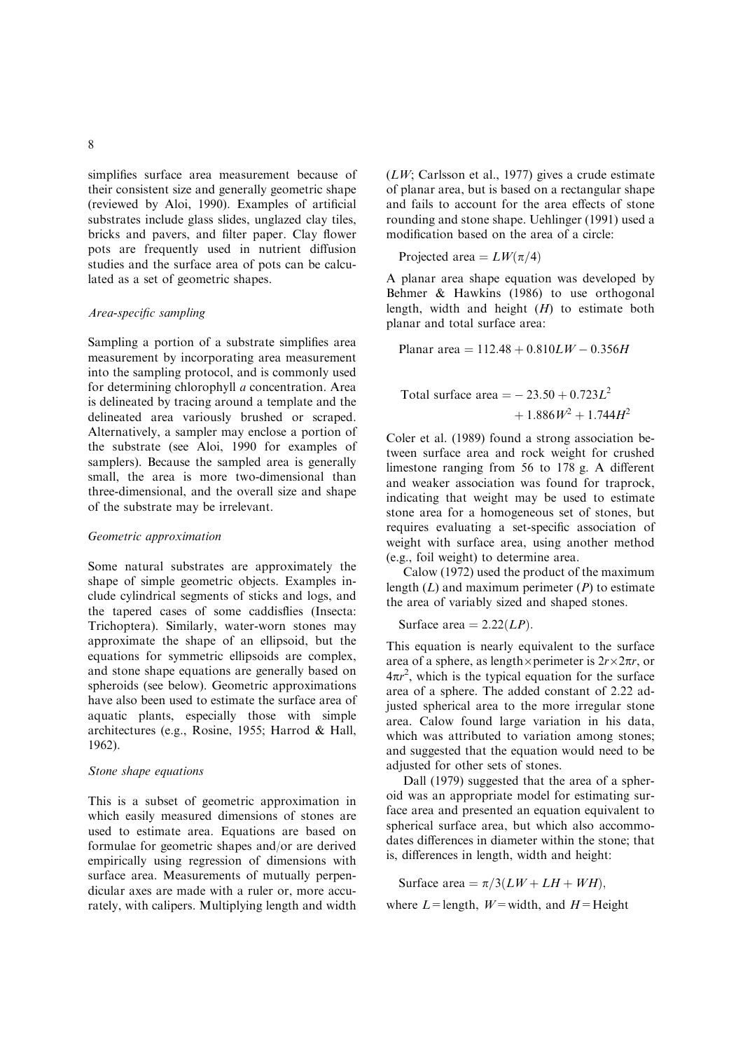simplifies surface area measurement because of their consistent size and generally geometric shape (reviewed by Aloi, 1990). Examples of artificial substrates include glass slides, unglazed clay tiles, bricks and pavers, and filter paper. Clay flower pots are frequently used in nutrient diffusion studies and the surface area of pots can be calculated as a set of geometric shapes.

### *Area-specific sampling*

Sampling a portion of a substrate simplifies area measurement by incorporating area measurement into the sampling protocol, and is commonly used for determining chlorophyll *a* concentration. Area is delineated by tracing around a template and the delineated area variously brushed or scraped. Alternatively, a sampler may enclose a portion of the substrate (see Aloi, 1990 for examples of samplers). Because the sampled area is generally small, the area is more two-dimensional than three-dimensional, and the overall size and shape of the substrate may be irrelevant.

### *Geometric approximation*

Some natural substrates are approximately the shape of simple geometric objects. Examples include cylindrical segments of sticks and logs, and the tapered cases of some caddisflies (Insecta: Trichoptera). Similarly, water-worn stones may approximate the shape of an ellipsoid, but the equations for symmetric ellipsoids are complex, and stone shape equations are generally based on spheroids (see below). Geometric approximations have also been used to estimate the surface area of aquatic plants, especially those with simple architectures (e.g., Rosine, 1955; Harrod & Hall, 1962).

### *Stone shape equations*

This is a subset of geometric approximation in which easily measured dimensions of stones are used to estimate area. Equations are based on formulae for geometric shapes and/or are derived empirically using regression of dimensions with surface area. Measurements of mutually perpendicular axes are made with a ruler or, more accurately, with calipers. Multiplying length and width ($LW$; Carlsson et al., 1977) gives a crude estimate of planar area, but is based on a rectangular shape and fails to account for the area effects of stone rounding and stone shape. Uehlinger (1991) used a modification based on the area of a circle:

$$\text{Projected area} = LW(\pi/4)$$

A planar area shape equation was developed by Behmer & Hawkins (1986) to use orthogonal length, width and height ($H$) to estimate both planar and total surface area:

$$\text{Planar area} = 112.48 + 0.810LW - 0.356H$$

$$\text{Total surface area} = -23.50 + 0.723L^2 + 1.886W^2 + 1.744H^2$$

Coler et al. (1989) found a strong association between surface area and rock weight for crushed limestone ranging from 56 to 178 g. A different and weaker association was found for traprock, indicating that weight may be used to estimate stone area for a homogeneous set of stones, but requires evaluating a set-specific association of weight with surface area, using another method (e.g., foil weight) to determine area.

Calow (1972) used the product of the maximum length ($L$) and maximum perimeter ($P$) to estimate the area of variably sized and shaped stones.

$$\text{Surface area} = 2.22(LP).$$

This equation is nearly equivalent to the surface area of a sphere, as length×perimeter is $2r \times 2\pi r$, or $4\pi r^2$, which is the typical equation for the surface area of a sphere. The added constant of 2.22 adjusted spherical area to the more irregular stone area. Calow found large variation in his data, which was attributed to variation among stones; and suggested that the equation would need to be adjusted for other sets of stones.

Dall (1979) suggested that the area of a spheroid was an appropriate model for estimating surface area and presented an equation equivalent to spherical surface area, but which also accommodates differences in diameter within the stone; that is, differences in length, width and height:

$$\text{Surface area} = \pi/3(LW + LH + WH),$$

where $L$ = length, $W$ = width, and $H$ = Height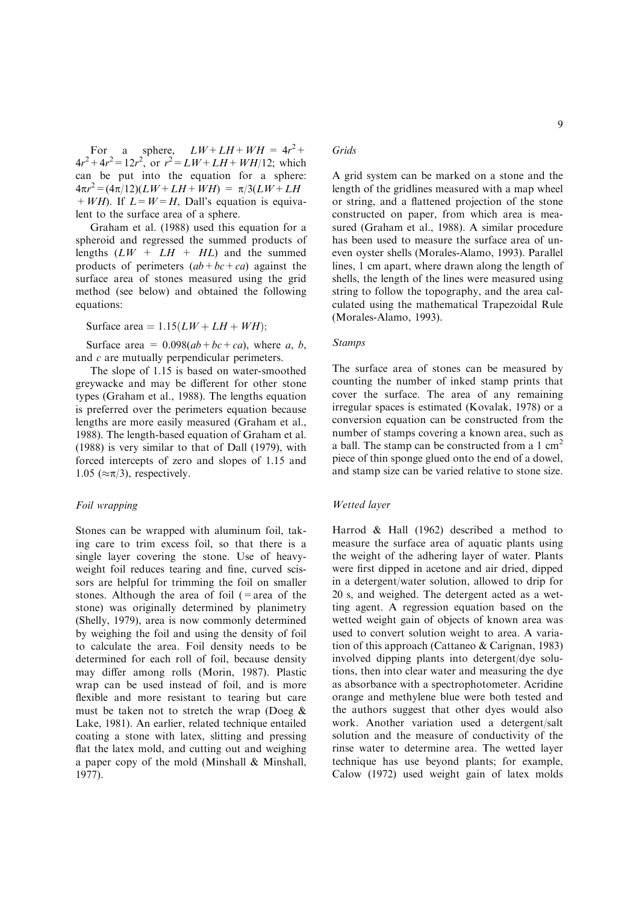For a sphere, $LW + LH + WH = 4r^2 + 4r^2 + 4r^2 = 12r^2$, or $r^2 = LW + LH + WH/12$; which can be put into the equation for a sphere: $4\pi r^2 = (4\pi/12)(LW + LH + WH) = \pi/3(LW + LH + WH)$. If $L = W = H$, Dall's equation is equivalent to the surface area of a sphere.

Graham et al. (1988) used this equation for a spheroid and regressed the summed products of lengths ($LW + LH + HL$) and the summed products of perimeters ($ab + bc + ca$) against the surface area of stones measured using the grid method (see below) and obtained the following equations:

Surface area $= 1.15(LW + LH + WH)$;

Surface area $= 0.098(ab + bc + ca)$, where $a$, $b$, and $c$ are mutually perpendicular perimeters.

The slope of 1.15 is based on water-smoothed greywacke and may be different for other stone types (Graham et al., 1988). The lengths equation is preferred over the perimeters equation because lengths are more easily measured (Graham et al., 1988). The length-based equation of Graham et al. (1988) is very similar to that of Dall (1979), with forced intercepts of zero and slopes of 1.15 and 1.05 ($\approx\pi/3$), respectively.

### *Foil wrapping*

Stones can be wrapped with aluminum foil, taking care to trim excess foil, so that there is a single layer covering the stone. Use of heavy-weight foil reduces tearing and fine, curved scissors are helpful for trimming the foil on smaller stones. Although the area of foil (= area of the stone) was originally determined by planimetry (Shelly, 1979), area is now commonly determined by weighing the foil and using the density of foil to calculate the area. Foil density needs to be determined for each roll of foil, because density may differ among rolls (Morin, 1987). Plastic wrap can be used instead of foil, and is more flexible and more resistant to tearing but care must be taken not to stretch the wrap (Doeg & Lake, 1981). An earlier, related technique entailed coating a stone with latex, slitting and pressing flat the latex mold, and cutting out and weighing a paper copy of the mold (Minshall & Minshall, 1977).

### *Grids*

A grid system can be marked on a stone and the length of the gridlines measured with a map wheel or string, and a flattened projection of the stone constructed on paper, from which area is measured (Graham et al., 1988). A similar procedure has been used to measure the surface area of uneven oyster shells (Morales-Alamo, 1993). Parallel lines, 1 cm apart, where drawn along the length of shells, the length of the lines were measured using string to follow the topography, and the area calculated using the mathematical Trapezoidal Rule (Morales-Alamo, 1993).

### *Stamps*

The surface area of stones can be measured by counting the number of inked stamp prints that cover the surface. The area of any remaining irregular spaces is estimated (Kovalak, 1978) or a conversion equation can be constructed from the number of stamps covering a known area, such as a ball. The stamp can be constructed from a 1 $cm^2$ piece of thin sponge glued onto the end of a dowel, and stamp size can be varied relative to stone size.

### *Wetted layer*

Harrod & Hall (1962) described a method to measure the surface area of aquatic plants using the weight of the adhering layer of water. Plants were first dipped in acetone and air dried, dipped in a detergent/water solution, allowed to drip for 20 s, and weighed. The detergent acted as a wetting agent. A regression equation based on the wetted weight gain of objects of known area was used to convert solution weight to area. A variation of this approach (Cattaneo & Carignan, 1983) involved dipping plants into detergent/dye solutions, then into clear water and measuring the dye as absorbance with a spectrophotometer. Acridine orange and methylene blue were both tested and the authors suggest that other dyes would also work. Another variation used a detergent/salt solution and the measure of conductivity of the rinse water to determine area. The wetted layer technique has use beyond plants; for example, Calow (1972) used weight gain of latex molds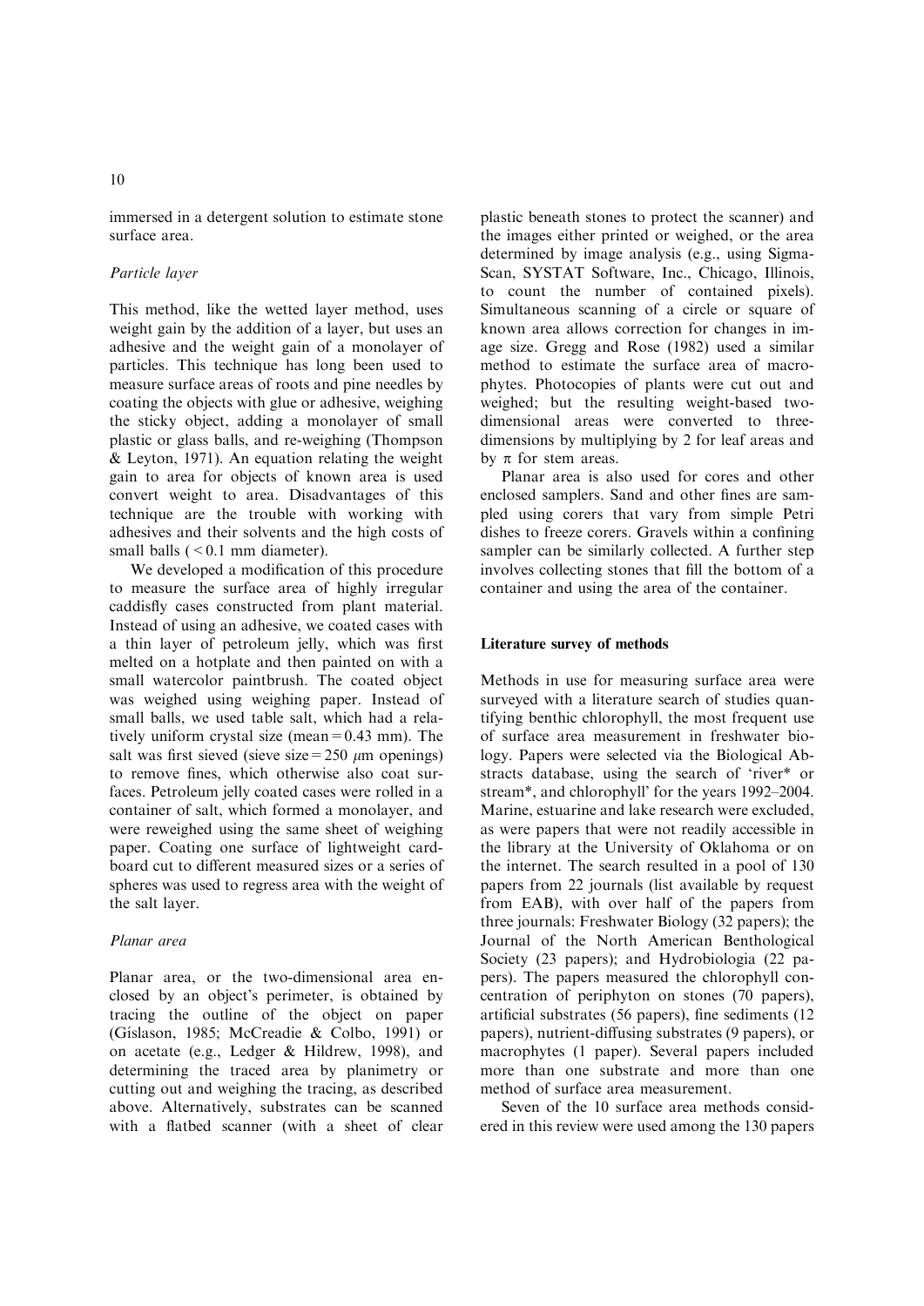immersed in a detergent solution to estimate stone surface area.

*Particle layer*

This method, like the wetted layer method, uses weight gain by the addition of a layer, but uses an adhesive and the weight gain of a monolayer of particles. This technique has long been used to measure surface areas of roots and pine needles by coating the objects with glue or adhesive, weighing the sticky object, adding a monolayer of small plastic or glass balls, and re-weighing (Thompson & Leyton, 1971). An equation relating the weight gain to area for objects of known area is used convert weight to area. Disadvantages of this technique are the trouble with working with adhesives and their solvents and the high costs of small balls ( < 0.1 mm diameter).

We developed a modification of this procedure to measure the surface area of highly irregular caddisfly cases constructed from plant material. Instead of using an adhesive, we coated cases with a thin layer of petroleum jelly, which was first melted on a hotplate and then painted on with a small watercolor paintbrush. The coated object was weighed using weighing paper. Instead of small balls, we used table salt, which had a relatively uniform crystal size (mean = 0.43 mm). The salt was first sieved (sieve size = 250 $\mu$m openings) to remove fines, which otherwise also coat surfaces. Petroleum jelly coated cases were rolled in a container of salt, which formed a monolayer, and were reweighed using the same sheet of weighing paper. Coating one surface of lightweight cardboard cut to different measured sizes or a series of spheres was used to regress area with the weight of the salt layer.

*Planar area*

Planar area, or the two-dimensional area enclosed by an object's perimeter, is obtained by tracing the outline of the object on paper (Gíslason, 1985; McCreadie & Colbo, 1991) or on acetate (e.g., Ledger & Hildrew, 1998), and determining the traced area by planimetry or cutting out and weighing the tracing, as described above. Alternatively, substrates can be scanned with a flatbed scanner (with a sheet of clear plastic beneath stones to protect the scanner) and the images either printed or weighed, or the area determined by image analysis (e.g., using SigmaScan, SYSTAT Software, Inc., Chicago, Illinois, to count the number of contained pixels). Simultaneous scanning of a circle or square of known area allows correction for changes in image size. Gregg and Rose (1982) used a similar method to estimate the surface area of macrophytes. Photocopies of plants were cut out and weighed; but the resulting weight-based two-dimensional areas were converted to three-dimensions by multiplying by 2 for leaf areas and by $\pi$ for stem areas.

Planar area is also used for cores and other enclosed samplers. Sand and other fines are sampled using corers that vary from simple Petri dishes to freeze corers. Gravels within a confining sampler can be similarly collected. A further step involves collecting stones that fill the bottom of a container and using the area of the container.

## Literature survey of methods

Methods in use for measuring surface area were surveyed with a literature search of studies quantifying benthic chlorophyll, the most frequent use of surface area measurement in freshwater biology. Papers were selected via the Biological Abstracts database, using the search of 'river* or stream*, and chlorophyll' for the years 1992–2004. Marine, estuarine and lake research were excluded, as were papers that were not readily accessible in the library at the University of Oklahoma or on the internet. The search resulted in a pool of 130 papers from 22 journals (list available by request from EAB), with over half of the papers from three journals: Freshwater Biology (32 papers); the Journal of the North American Benthological Society (23 papers); and Hydrobiologia (22 papers). The papers measured the chlorophyll concentration of periphyton on stones (70 papers), artificial substrates (56 papers), fine sediments (12 papers), nutrient-diffusing substrates (9 papers), or macrophytes (1 paper). Several papers included more than one substrate and more than one method of surface area measurement.

Seven of the 10 surface area methods considered in this review were used among the 130 papers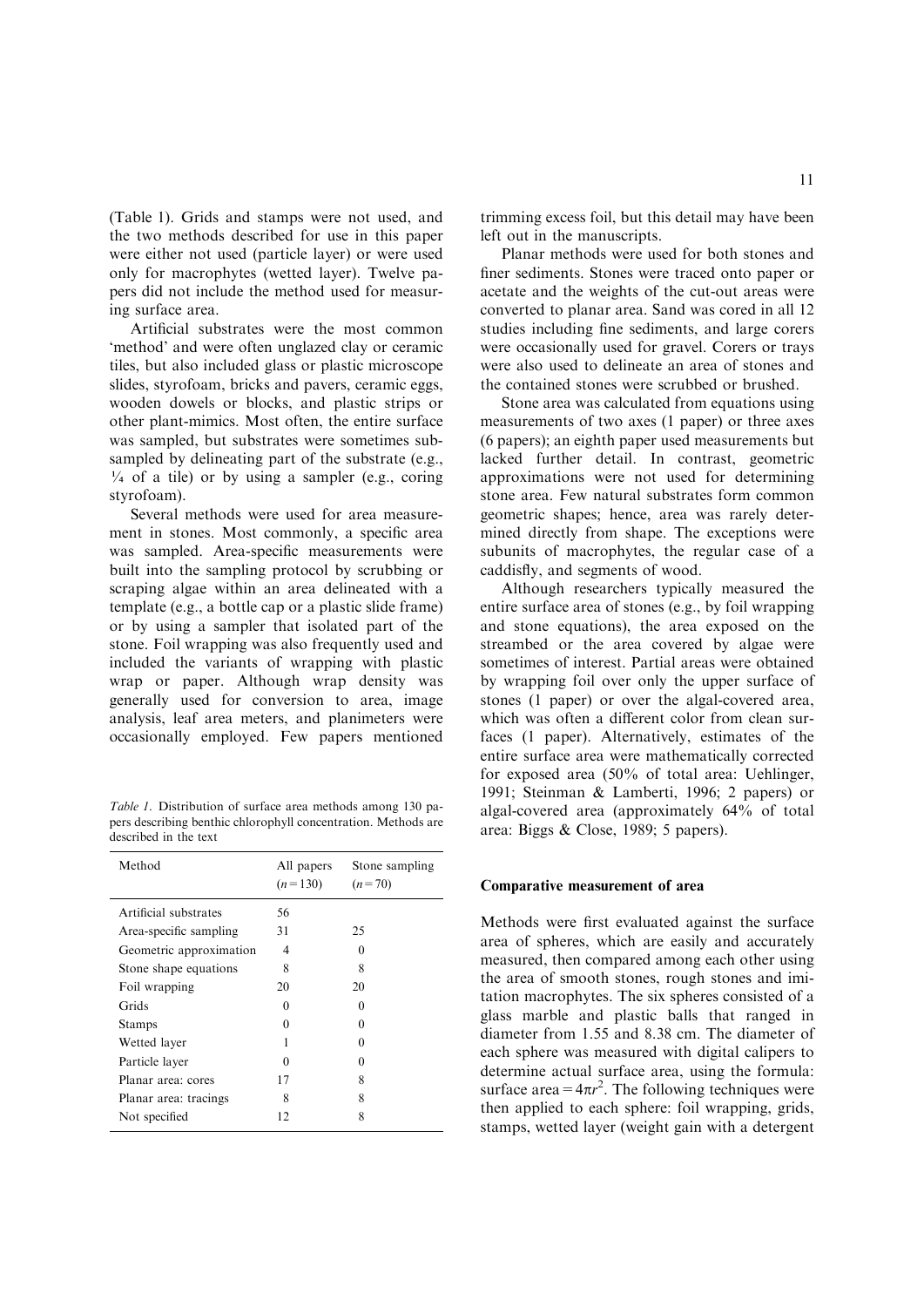(Table 1). Grids and stamps were not used, and the two methods described for use in this paper were either not used (particle layer) or were used only for macrophytes (wetted layer). Twelve papers did not include the method used for measuring surface area.

Artificial substrates were the most common 'method' and were often unglazed clay or ceramic tiles, but also included glass or plastic microscope slides, styrofoam, bricks and pavers, ceramic eggs, wooden dowels or blocks, and plastic strips or other plant-mimics. Most often, the entire surface was sampled, but substrates were sometimes subsampled by delineating part of the substrate (e.g., ¼ of a tile) or by using a sampler (e.g., coring styrofoam).

Several methods were used for area measurement in stones. Most commonly, a specific area was sampled. Area-specific measurements were built into the sampling protocol by scrubbing or scraping algae within an area delineated with a template (e.g., a bottle cap or a plastic slide frame) or by using a sampler that isolated part of the stone. Foil wrapping was also frequently used and included the variants of wrapping with plastic wrap or paper. Although wrap density was generally used for conversion to area, image analysis, leaf area meters, and planimeters were occasionally employed. Few papers mentioned trimming excess foil, but this detail may have been left out in the manuscripts.

*Table 1.* Distribution of surface area methods among 130 papers describing benthic chlorophyll concentration. Methods are described in the text

| Method | All papers ($n = 130$) | Stone sampling ($n = 70$) |
|---|---|---|
| Artificial substrates | 56 | |
| Area-specific sampling | 31 | 25 |
| Geometric approximation | 4 | 0 |
| Stone shape equations | 8 | 8 |
| Foil wrapping | 20 | 20 |
| Grids | 0 | 0 |
| Stamps | 0 | 0 |
| Wetted layer | 1 | 0 |
| Particle layer | 0 | 0 |
| Planar area: cores | 17 | 8 |
| Planar area: tracings | 8 | 8 |
| Not specified | 12 | 8 |

Planar methods were used for both stones and finer sediments. Stones were traced onto paper or acetate and the weights of the cut-out areas were converted to planar area. Sand was cored in all 12 studies including fine sediments, and large corers were occasionally used for gravel. Corers or trays were also used to delineate an area of stones and the contained stones were scrubbed or brushed.

Stone area was calculated from equations using measurements of two axes (1 paper) or three axes (6 papers); an eighth paper used measurements but lacked further detail. In contrast, geometric approximations were not used for determining stone area. Few natural substrates form common geometric shapes; hence, area was rarely determined directly from shape. The exceptions were subunits of macrophytes, the regular case of a caddisfly, and segments of wood.

Although researchers typically measured the entire surface area of stones (e.g., by foil wrapping and stone equations), the area exposed on the streambed or the area covered by algae were sometimes of interest. Partial areas were obtained by wrapping foil over only the upper surface of stones (1 paper) or over the algal-covered area, which was often a different color from clean surfaces (1 paper). Alternatively, estimates of the entire surface area were mathematically corrected for exposed area (50% of total area: Uehlinger, 1991; Steinman & Lamberti, 1996; 2 papers) or algal-covered area (approximately 64% of total area: Biggs & Close, 1989; 5 papers).

## Comparative measurement of area

Methods were first evaluated against the surface area of spheres, which are easily and accurately measured, then compared among each other using the area of smooth stones, rough stones and imitation macrophytes. The six spheres consisted of a glass marble and plastic balls that ranged in diameter from 1.55 and 8.38 cm. The diameter of each sphere was measured with digital calipers to determine actual surface area, using the formula: surface area $= 4\pi r^2$. The following techniques were then applied to each sphere: foil wrapping, grids, stamps, wetted layer (weight gain with a detergent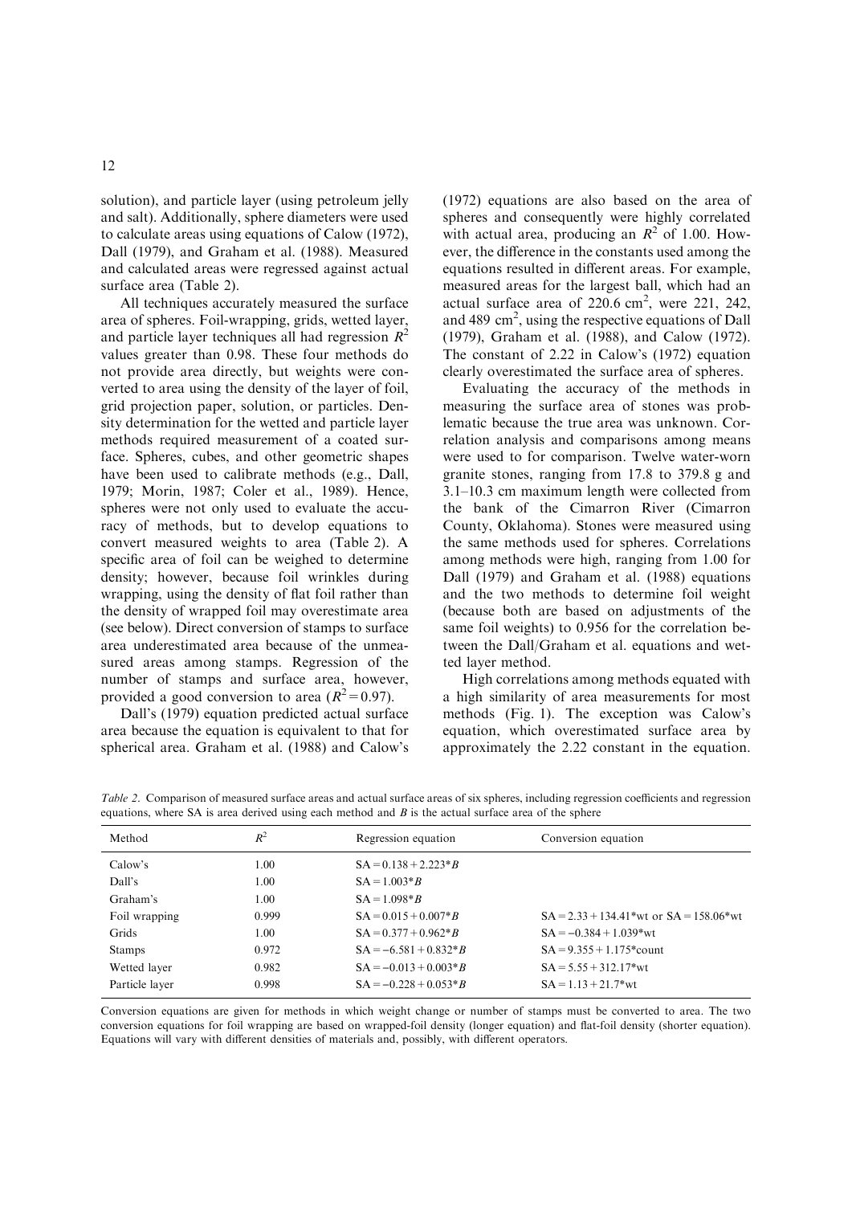solution), and particle layer (using petroleum jelly and salt). Additionally, sphere diameters were used to calculate areas using equations of Calow (1972), Dall (1979), and Graham et al. (1988). Measured and calculated areas were regressed against actual surface area (Table 2).

All techniques accurately measured the surface area of spheres. Foil-wrapping, grids, wetted layer, and particle layer techniques all had regression $R^2$ values greater than 0.98. These four methods do not provide area directly, but weights were converted to area using the density of the layer of foil, grid projection paper, solution, or particles. Density determination for the wetted and particle layer methods required measurement of a coated surface. Spheres, cubes, and other geometric shapes have been used to calibrate methods (e.g., Dall, 1979; Morin, 1987; Coler et al., 1989). Hence, spheres were not only used to evaluate the accuracy of methods, but to develop equations to convert measured weights to area (Table 2). A specific area of foil can be weighed to determine density; however, because foil wrinkles during wrapping, using the density of flat foil rather than the density of wrapped foil may overestimate area (see below). Direct conversion of stamps to surface area underestimated area because of the unmeasured areas among stamps. Regression of the number of stamps and surface area, however, provided a good conversion to area ($R^2 = 0.97$).

Dall's (1979) equation predicted actual surface area because the equation is equivalent to that for spherical area. Graham et al. (1988) and Calow's (1972) equations are also based on the area of spheres and consequently were highly correlated with actual area, producing an $R^2$ of 1.00. However, the difference in the constants used among the equations resulted in different areas. For example, measured areas for the largest ball, which had an actual surface area of 220.6 $cm^2$, were 221, 242, and 489 $cm^2$, using the respective equations of Dall (1979), Graham et al. (1988), and Calow (1972). The constant of 2.22 in Calow's (1972) equation clearly overestimated the surface area of spheres.

Evaluating the accuracy of the methods in measuring the surface area of stones was problematic because the true area was unknown. Correlation analysis and comparisons among means were used to for comparison. Twelve water-worn granite stones, ranging from 17.8 to 379.8 g and 3.1–10.3 cm maximum length were collected from the bank of the Cimarron River (Cimarron County, Oklahoma). Stones were measured using the same methods used for spheres. Correlations among methods were high, ranging from 1.00 for Dall (1979) and Graham et al. (1988) equations and the two methods to determine foil weight (because both are based on adjustments of the same foil weights) to 0.956 for the correlation between the Dall/Graham et al. equations and wetted layer method.

High correlations among methods equated with a high similarity of area measurements for most methods (Fig. 1). The exception was Calow's equation, which overestimated surface area by approximately the 2.22 constant in the equation.

*Table 2.* Comparison of measured surface areas and actual surface areas of six spheres, including regression coefficients and regression equations, where SA is area derived using each method and *B* is the actual surface area of the sphere

| Method | $R^2$ | Regression equation | Conversion equation |
|---|---|---|---|
| Calow's | 1.00 | $SA = 0.138 + 2.223*B$ | |
| Dall's | 1.00 | $SA = 1.003*B$ | |
| Graham's | 1.00 | $SA = 1.098*B$ | |
| Foil wrapping | 0.999 | $SA = 0.015 + 0.007*B$ | $SA = 2.33 + 134.41*wt$ or $SA = 158.06*wt$ |
| Grids | 1.00 | $SA = 0.377 + 0.962*B$ | $SA = -0.384 + 1.039*wt$ |
| Stamps | 0.972 | $SA = -6.581 + 0.832*B$ | $SA = 9.355 + 1.175*count$ |
| Wetted layer | 0.982 | $SA = -0.013 + 0.003*B$ | $SA = 5.55 + 312.17*wt$ |
| Particle layer | 0.998 | $SA = -0.228 + 0.053*B$ | $SA = 1.13 + 21.7*wt$ |

Conversion equations are given for methods in which weight change or number of stamps must be converted to area. The two conversion equations for foil wrapping are based on wrapped-foil density (longer equation) and flat-foil density (shorter equation). Equations will vary with different densities of materials and, possibly, with different operators.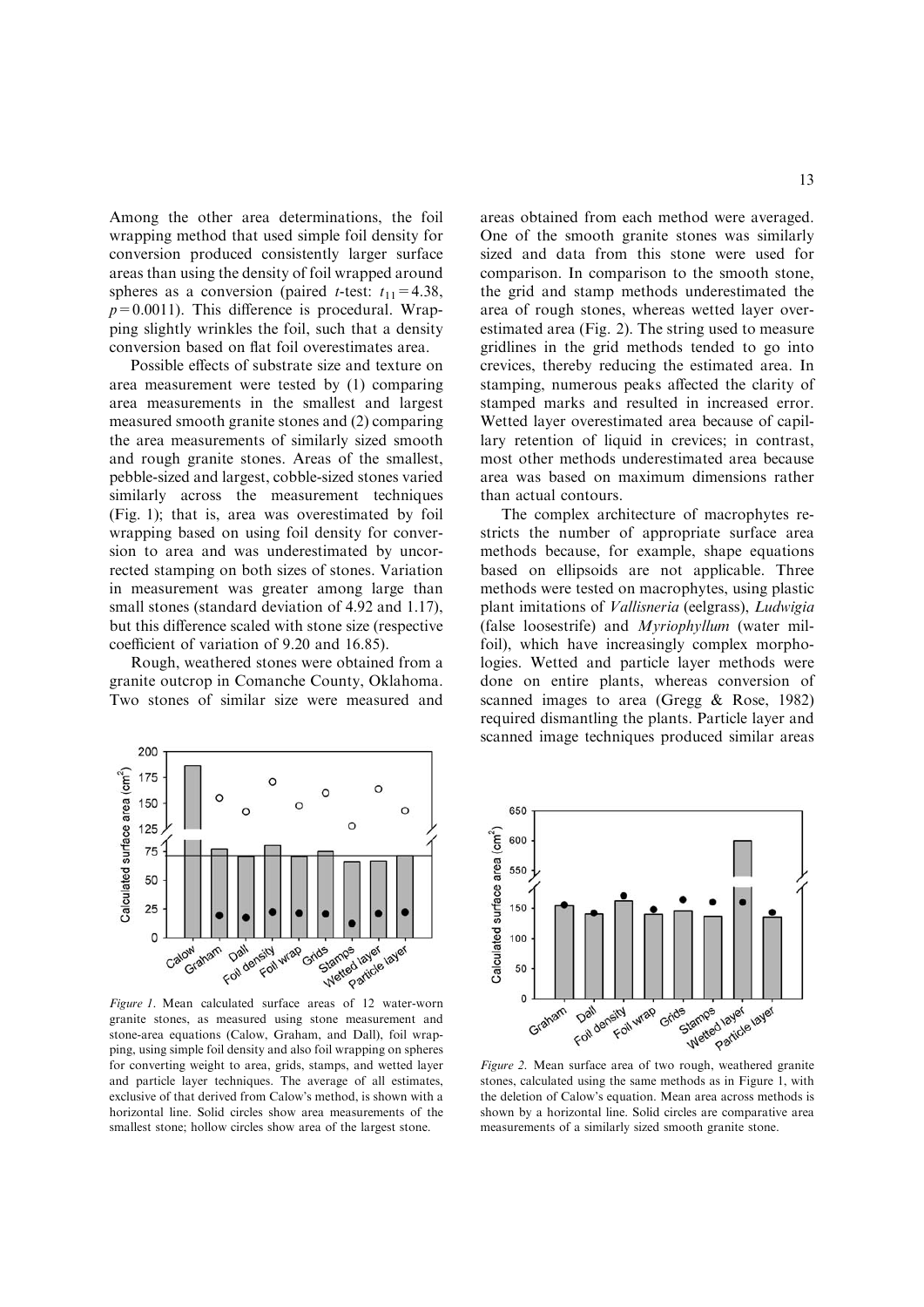Among the other area determinations, the foil wrapping method that used simple foil density for conversion produced consistently larger surface areas than using the density of foil wrapped around spheres as a conversion (paired *t*-test: $t_{11} = 4.38$, $p = 0.0011$). This difference is procedural. Wrapping slightly wrinkles the foil, such that a density conversion based on flat foil overestimates area.

Possible effects of substrate size and texture on area measurement were tested by (1) comparing area measurements in the smallest and largest measured smooth granite stones and (2) comparing the area measurements of similarly sized smooth and rough granite stones. Areas of the smallest, pebble-sized and largest, cobble-sized stones varied similarly across the measurement techniques (Fig. 1); that is, area was overestimated by foil wrapping based on using foil density for conversion to area and was underestimated by uncorrected stamping on both sizes of stones. Variation in measurement was greater among large than small stones (standard deviation of 4.92 and 1.17), but this difference scaled with stone size (respective coefficient of variation of 9.20 and 16.85).

Rough, weathered stones were obtained from a granite outcrop in Comanche County, Oklahoma. Two stones of similar size were measured and areas obtained from each method were averaged. One of the smooth granite stones was similarly sized and data from this stone were used for comparison. In comparison to the smooth stone, the grid and stamp methods underestimated the area of rough stones, whereas wetted layer overestimated area (Fig. 2). The string used to measure gridlines in the grid methods tended to go into crevices, thereby reducing the estimated area. In stamping, numerous peaks affected the clarity of stamped marks and resulted in increased error. Wetted layer overestimated area because of capillary retention of liquid in crevices; in contrast, most other methods underestimated area because area was based on maximum dimensions rather than actual contours.

The complex architecture of macrophytes restricts the number of appropriate surface area methods because, for example, shape equations based on ellipsoids are not applicable. Three methods were tested on macrophytes, using plastic plant imitations of *Vallisneria* (eelgrass), *Ludwigia* (false loosestrife) and *Myriophyllum* (water milfoil), which have increasingly complex morphologies. Wetted and particle layer methods were done on entire plants, whereas conversion of scanned images to area (Gregg & Rose, 1982) required dismantling the plants. Particle layer and scanned image techniques produced similar areas

*Figure 1*. Mean calculated surface areas of 12 water-worn granite stones, as measured using stone measurement and stone-area equations (Calow, Graham, and Dall), foil wrapping, using simple foil density and also foil wrapping on spheres for converting weight to area, grids, stamps, and wetted layer and particle layer techniques. The average of all estimates, exclusive of that derived from Calow's method, is shown with a horizontal line. Solid circles show area measurements of the smallest stone; hollow circles show area of the largest stone.

*Figure 2*. Mean surface area of two rough, weathered granite stones, calculated using the same methods as in Figure 1, with the deletion of Calow's equation. Mean area across methods is shown by a horizontal line. Solid circles are comparative area measurements of a similarly sized smooth granite stone.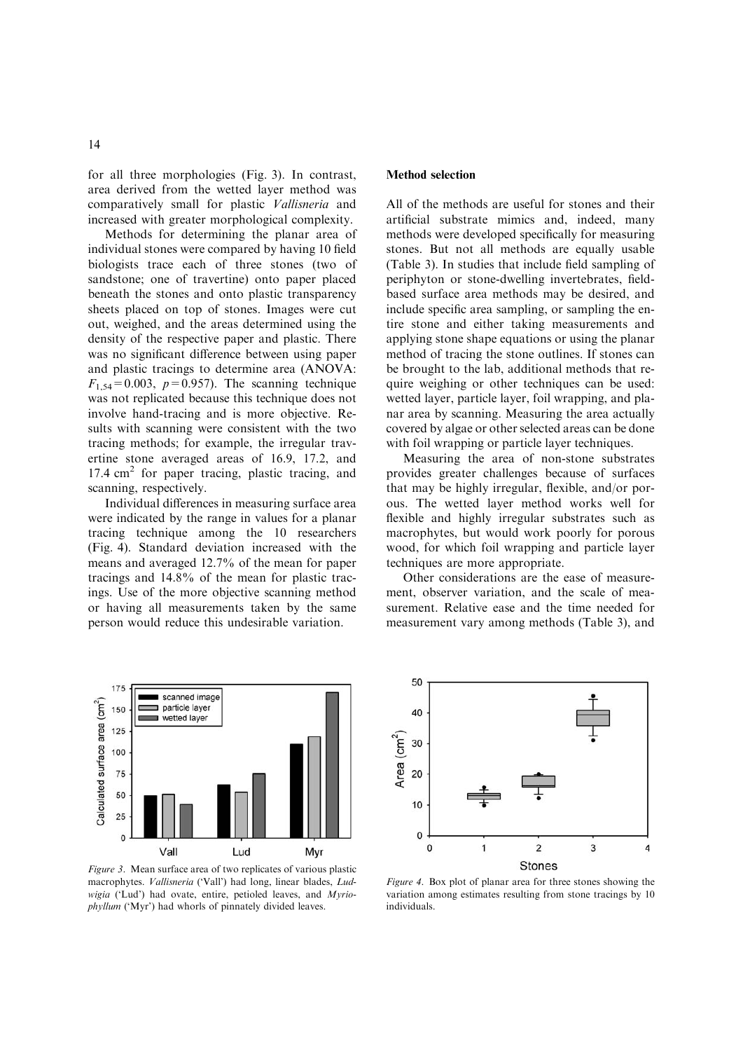for all three morphologies (Fig. 3). In contrast, area derived from the wetted layer method was comparatively small for plastic *Vallisneria* and increased with greater morphological complexity.

Methods for determining the planar area of individual stones were compared by having 10 field biologists trace each of three stones (two of sandstone; one of travertine) onto paper placed beneath the stones and onto plastic transparency sheets placed on top of stones. Images were cut out, weighed, and the areas determined using the density of the respective paper and plastic. There was no significant difference between using paper and plastic tracings to determine area (ANOVA: $F_{1,54} = 0.003$, $p = 0.957$). The scanning technique was not replicated because this technique does not involve hand-tracing and is more objective. Results with scanning were consistent with the two tracing methods; for example, the irregular travertine stone averaged areas of 16.9, 17.2, and 17.4 $cm^2$ for paper tracing, plastic tracing, and scanning, respectively.

Individual differences in measuring surface area were indicated by the range in values for a planar tracing technique among the 10 researchers (Fig. 4). Standard deviation increased with the means and averaged 12.7% of the mean for paper tracings and 14.8% of the mean for plastic tracings. Use of the more objective scanning method or having all measurements taken by the same person would reduce this undesirable variation.

Figure 3. Mean surface area of two replicates of various plastic macrophytes. *Vallisneria* ('Vall') had long, linear blades, *Ludwigia* ('Lud') had ovate, entire, petioled leaves, and *Myriophyllum* ('Myr') had whorls of pinnately divided leaves.

Figure 4. Box plot of planar area for three stones showing the variation among estimates resulting from stone tracings by 10 individuals.

### Method selection

All of the methods are useful for stones and their artificial substrate mimics and, indeed, many methods were developed specifically for measuring stones. But not all methods are equally usable (Table 3). In studies that include field sampling of periphyton or stone-dwelling invertebrates, field-based surface area methods may be desired, and include specific area sampling, or sampling the entire stone and either taking measurements and applying stone shape equations or using the planar method of tracing the stone outlines. If stones can be brought to the lab, additional methods that require weighing or other techniques can be used: wetted layer, particle layer, foil wrapping, and planar area by scanning. Measuring the area actually covered by algae or other selected areas can be done with foil wrapping or particle layer techniques.

Measuring the area of non-stone substrates provides greater challenges because of surfaces that may be highly irregular, flexible, and/or porous. The wetted layer method works well for flexible and highly irregular substrates such as macrophytes, but would work poorly for porous wood, for which foil wrapping and particle layer techniques are more appropriate.

Other considerations are the ease of measurement, observer variation, and the scale of measurement. Relative ease and the time needed for measurement vary among methods (Table 3), and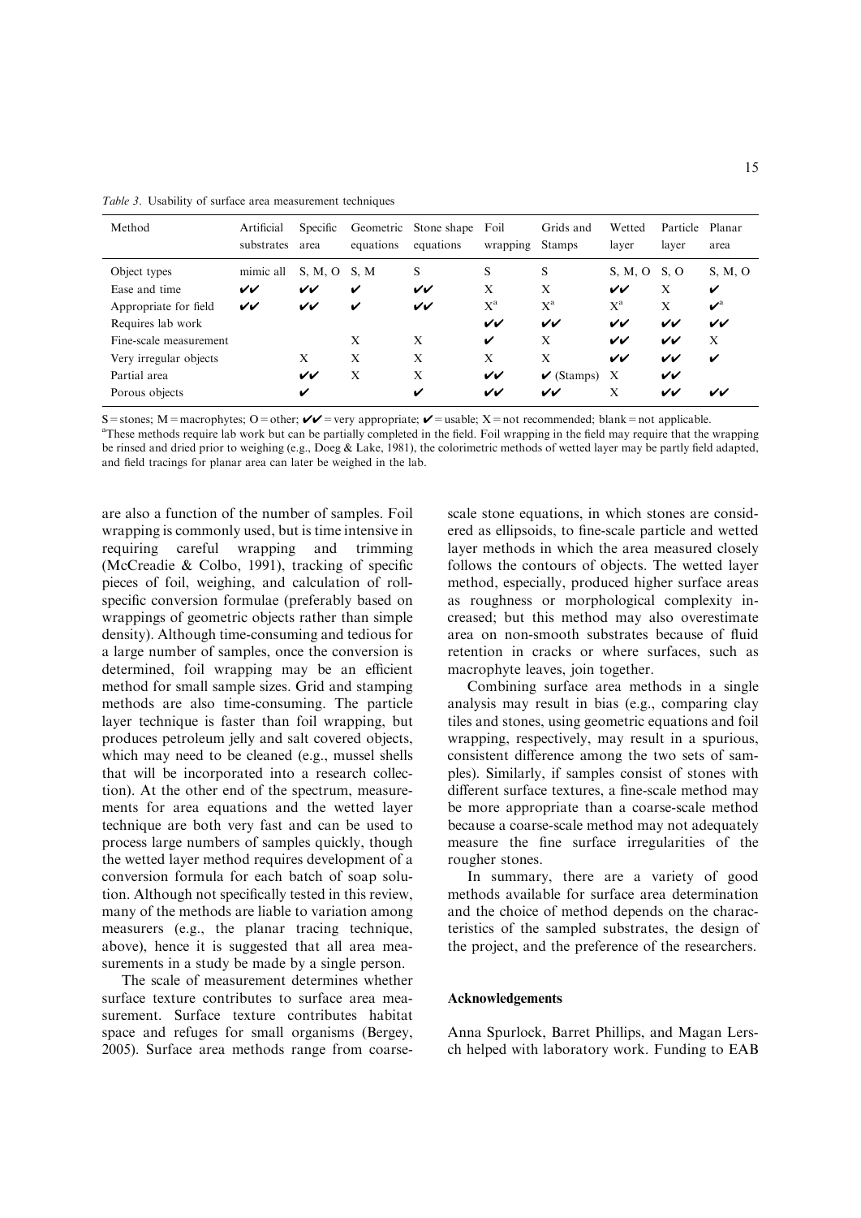*Table 3.* Usability of surface area measurement techniques

| Method | Artificial substrates | Specific area | Geometric equations | Stone shape equations | Foil wrapping | Grids and Stamps | Wetted layer | Particle layer | Planar area |
|---|---|---|---|---|---|---|---|---|---|
| Object types | mimic all | S, M, O | S, M | S | S | S | S, M, O | S, O | S, M, O |
| Ease and time | ✔✔ | ✔✔ | ✔ | ✔✔ | X | X | ✔✔ | X | ✔ |
| Appropriate for field | ✔✔ | ✔✔ | ✔ | ✔✔ | X[a] | X[a] | X[a] | X | ✔[a] |
| Requires lab work | | | | | ✔✔ | ✔✔ | ✔✔ | ✔✔ | ✔✔ |
| Fine-scale measurement | | | X | X | ✔ | X | ✔✔ | ✔✔ | X |
| Very irregular objects | | X | X | X | X | X | ✔✔ | ✔✔ | ✔ |
| Partial area | | ✔✔ | X | X | ✔✔ | ✔ (Stamps) | X | ✔✔ | |
| Porous objects | | ✔ | | ✔ | ✔✔ | ✔✔ | X | ✔✔ | ✔✔ |

S = stones; M = macrophytes; O = other; ✔✔ = very appropriate; ✔ = usable; X = not recommended; blank = not applicable.
[a]These methods require lab work but can be partially completed in the field. Foil wrapping in the field may require that the wrapping be rinsed and dried prior to weighing (e.g., Doeg & Lake, 1981), the colorimetric methods of wetted layer may be partly field adapted, and field tracings for planar area can later be weighed in the lab.

are also a function of the number of samples. Foil wrapping is commonly used, but is time intensive in requiring careful wrapping and trimming (McCreadie & Colbo, 1991), tracking of specific pieces of foil, weighing, and calculation of roll-specific conversion formulae (preferably based on wrappings of geometric objects rather than simple density). Although time-consuming and tedious for a large number of samples, once the conversion is determined, foil wrapping may be an efficient method for small sample sizes. Grid and stamping methods are also time-consuming. The particle layer technique is faster than foil wrapping, but produces petroleum jelly and salt covered objects, which may need to be cleaned (e.g., mussel shells that will be incorporated into a research collection). At the other end of the spectrum, measurements for area equations and the wetted layer technique are both very fast and can be used to process large numbers of samples quickly, though the wetted layer method requires development of a conversion formula for each batch of soap solution. Although not specifically tested in this review, many of the methods are liable to variation among measurers (e.g., the planar tracing technique, above), hence it is suggested that all area measurements in a study be made by a single person.

The scale of measurement determines whether surface texture contributes to surface area measurement. Surface texture contributes habitat space and refuges for small organisms (Bergey, 2005). Surface area methods range from coarse-scale stone equations, in which stones are considered as ellipsoids, to fine-scale particle and wetted layer methods in which the area measured closely follows the contours of objects. The wetted layer method, especially, produced higher surface areas as roughness or morphological complexity increased; but this method may also overestimate area on non-smooth substrates because of fluid retention in cracks or where surfaces, such as macrophyte leaves, join together.

Combining surface area methods in a single analysis may result in bias (e.g., comparing clay tiles and stones, using geometric equations and foil wrapping, respectively, may result in a spurious, consistent difference among the two sets of samples). Similarly, if samples consist of stones with different surface textures, a fine-scale method may be more appropriate than a coarse-scale method because a coarse-scale method may not adequately measure the fine surface irregularities of the rougher stones.

In summary, there are a variety of good methods available for surface area determination and the choice of method depends on the characteristics of the sampled substrates, the design of the project, and the preference of the researchers.

## Acknowledgements

Anna Spurlock, Barret Phillips, and Magan Lersch helped with laboratory work. Funding to EAB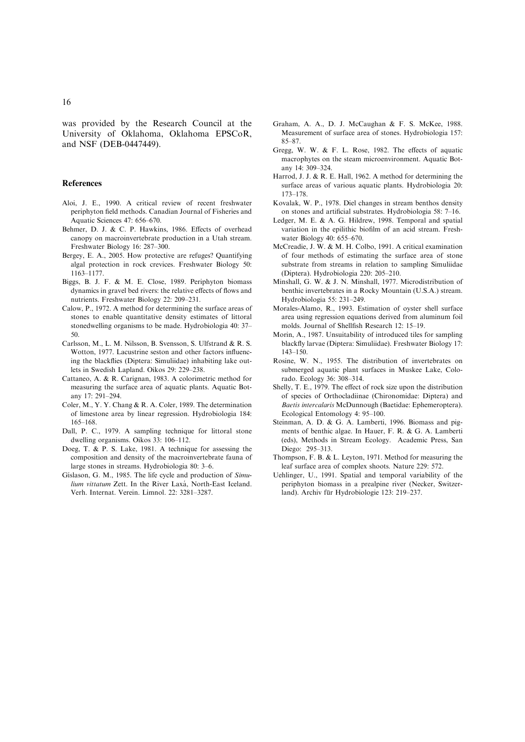was provided by the Research Council at the University of Oklahoma, Oklahoma EPSCoR, and NSF (DEB-0447449).

## References

Aloi, J. E., 1990. A critical review of recent freshwater periphyton field methods. Canadian Journal of Fisheries and Aquatic Sciences 47: 656–670.

Behmer, D. J. & C. P. Hawkins, 1986. Effects of overhead canopy on macroinvertebrate production in a Utah stream. Freshwater Biology 16: 287–300.

Bergey, E. A., 2005. How protective are refuges? Quantifying algal protection in rock crevices. Freshwater Biology 50: 1163–1177.

Biggs, B. J. F. & M. E. Close, 1989. Periphyton biomass dynamics in gravel bed rivers: the relative effects of flows and nutrients. Freshwater Biology 22: 209–231.

Calow, P., 1972. A method for determining the surface areas of stones to enable quantitative density estimates of littoral stonedwelling organisms to be made. Hydrobiologia 40: 37–50.

Carlsson, M., L. M. Nilsson, B. Svensson, S. Ulfstrand & R. S. Wotton, 1977. Lacustrine seston and other factors influencing the blackflies (Diptera: Simuliidae) inhabiting lake outlets in Swedish Lapland. Oikos 29: 229–238.

Cattaneo, A. & R. Carignan, 1983. A colorimetric method for measuring the surface area of aquatic plants. Aquatic Botany 17: 291–294.

Coler, M., Y. Y. Chang & R. A. Coler, 1989. The determination of limestone area by linear regression. Hydrobiologia 184: 165–168.

Dall, P. C., 1979. A sampling technique for littoral stone dwelling organisms. Oikos 33: 106–112.

Doeg, T. & P. S. Lake, 1981. A technique for assessing the composition and density of the macroinvertebrate fauna of large stones in streams. Hydrobiologia 80: 3–6.

Gíslason, G. M., 1985. The life cycle and production of *Simulium vittatum* Zett. In the River Laxá, North-East Iceland. Verh. Internat. Verein. Limnol. 22: 3281–3287.

Graham, A. A., D. J. McCaughan & F. S. McKee, 1988. Measurement of surface area of stones. Hydrobiologia 157: 85–87.

Gregg, W. W. & F. L. Rose, 1982. The effects of aquatic macrophytes on the steam microenvironment. Aquatic Botany 14: 309–324.

Harrod, J. J. & R. E. Hall, 1962. A method for determining the surface areas of various aquatic plants. Hydrobiologia 20: 173–178.

Kovalak, W. P., 1978. Diel changes in stream benthos density on stones and artificial substrates. Hydrobiologia 58: 7–16.

Ledger, M. E. & A. G. Hildrew, 1998. Temporal and spatial variation in the epilithic biofilm of an acid stream. Freshwater Biology 40: 655–670.

McCreadie, J. W. & M. H. Colbo, 1991. A critical examination of four methods of estimating the surface area of stone substrate from streams in relation to sampling Simuliidae (Diptera). Hydrobiologia 220: 205–210.

Minshall, G. W. & J. N. Minshall, 1977. Microdistribution of benthic invertebrates in a Rocky Mountain (U.S.A.) stream. Hydrobiologia 55: 231–249.

Morales-Alamo, R., 1993. Estimation of oyster shell surface area using regression equations derived from aluminum foil molds. Journal of Shellfish Research 12: 15–19.

Morin, A., 1987. Unsuitability of introduced tiles for sampling blackfly larvae (Diptera: Simuliidae). Freshwater Biology 17: 143–150.

Rosine, W. N., 1955. The distribution of invertebrates on submerged aquatic plant surfaces in Muskee Lake, Colorado. Ecology 36: 308–314.

Shelly, T. E., 1979. The effect of rock size upon the distribution of species of Orthocladiinae (Chironomidae: Diptera) and *Baetis intercalaris* McDunnough (Baetidae: Ephemeroptera). Ecological Entomology 4: 95–100.

Steinman, A. D. & G. A. Lamberti, 1996. Biomass and pigments of benthic algae. In Hauer, F. R. & G. A. Lamberti (eds), Methods in Stream Ecology. Academic Press, San Diego: 295–313.

Thompson, F. B. & L. Leyton, 1971. Method for measuring the leaf surface area of complex shoots. Nature 229: 572.

Uehlinger, U., 1991. Spatial and temporal variability of the periphyton biomass in a prealpine river (Necker, Switzerland). Archiv für Hydrobiologie 123: 219–237.